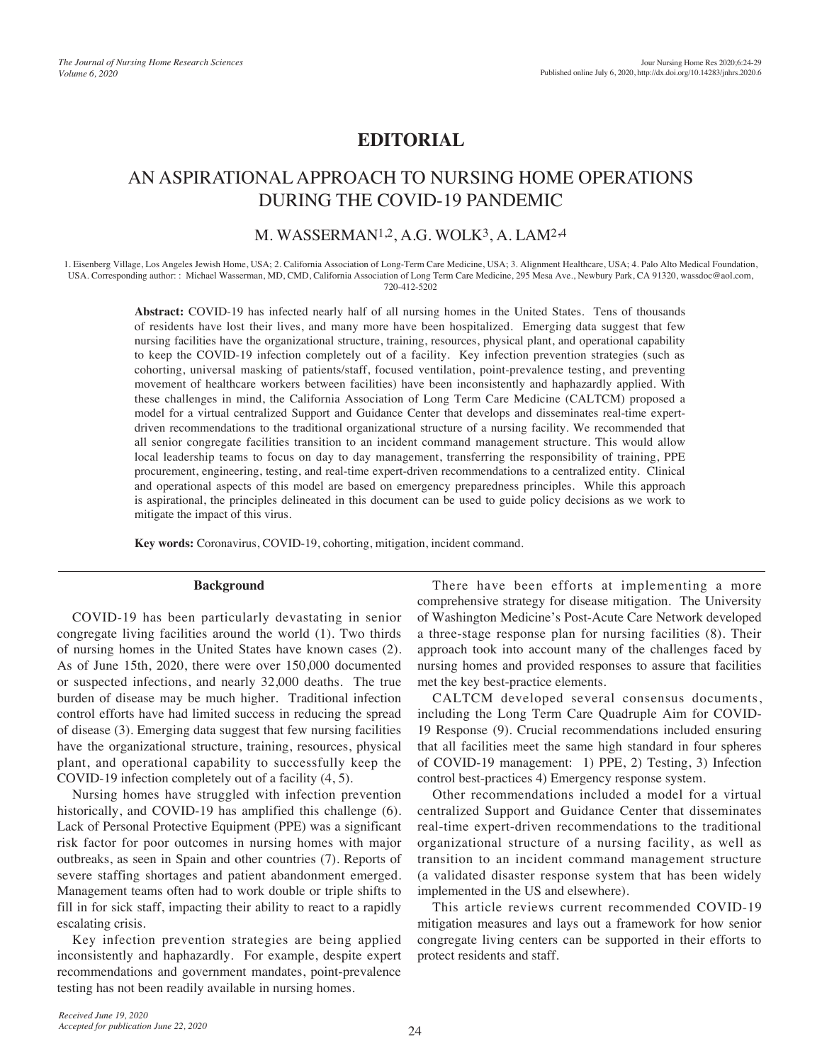# EDITORIAL

## AN ASPIRATIONAL APPROACH TO NURSING HOME OPERATIONS DURING THE COVID-19 PANDEMIC

M. WASSERMAN[1,2], A.G. WOLK[3], A. LAM[2,4]

1. Eisenberg Village, Los Angeles Jewish Home, USA; 2. California Association of Long-Term Care Medicine, USA; 3. Alignment Healthcare, USA; 4. Palo Alto Medical Foundation, USA. Corresponding author: : Michael Wasserman, MD, CMD, California Association of Long Term Care Medicine, 295 Mesa Ave., Newbury Park, CA 91320, wassdoc@aol.com, 720-412-5202

**Abstract:** COVID-19 has infected nearly half of all nursing homes in the United States. Tens of thousands of residents have lost their lives, and many more have been hospitalized. Emerging data suggest that few nursing facilities have the organizational structure, training, resources, physical plant, and operational capability to keep the COVID-19 infection completely out of a facility. Key infection prevention strategies (such as cohorting, universal masking of patients/staff, focused ventilation, point-prevalence testing, and preventing movement of healthcare workers between facilities) have been inconsistently and haphazardly applied. With these challenges in mind, the California Association of Long Term Care Medicine (CALTCM) proposed a model for a virtual centralized Support and Guidance Center that develops and disseminates real-time expert-driven recommendations to the traditional organizational structure of a nursing facility. We recommended that all senior congregate facilities transition to an incident command management structure. This would allow local leadership teams to focus on day to day management, transferring the responsibility of training, PPE procurement, engineering, testing, and real-time expert-driven recommendations to a centralized entity. Clinical and operational aspects of this model are based on emergency preparedness principles. While this approach is aspirational, the principles delineated in this document can be used to guide policy decisions as we work to mitigate the impact of this virus.

**Key words:** Coronavirus, COVID-19, cohorting, mitigation, incident command.

### Background

COVID-19 has been particularly devastating in senior congregate living facilities around the world (1). Two thirds of nursing homes in the United States have known cases (2). As of June 15th, 2020, there were over 150,000 documented or suspected infections, and nearly 32,000 deaths. The true burden of disease may be much higher. Traditional infection control efforts have had limited success in reducing the spread of disease (3). Emerging data suggest that few nursing facilities have the organizational structure, training, resources, physical plant, and operational capability to successfully keep the COVID-19 infection completely out of a facility (4, 5).

Nursing homes have struggled with infection prevention historically, and COVID-19 has amplified this challenge (6). Lack of Personal Protective Equipment (PPE) was a significant risk factor for poor outcomes in nursing homes with major outbreaks, as seen in Spain and other countries (7). Reports of severe staffing shortages and patient abandonment emerged. Management teams often had to work double or triple shifts to fill in for sick staff, impacting their ability to react to a rapidly escalating crisis.

Key infection prevention strategies are being applied inconsistently and haphazardly. For example, despite expert recommendations and government mandates, point-prevalence testing has not been readily available in nursing homes.

There have been efforts at implementing a more comprehensive strategy for disease mitigation. The University of Washington Medicine's Post-Acute Care Network developed a three-stage response plan for nursing facilities (8). Their approach took into account many of the challenges faced by nursing homes and provided responses to assure that facilities met the key best-practice elements.

CALTCM developed several consensus documents, including the Long Term Care Quadruple Aim for COVID-19 Response (9). Crucial recommendations included ensuring that all facilities meet the same high standard in four spheres of COVID-19 management: 1) PPE, 2) Testing, 3) Infection control best-practices 4) Emergency response system.

Other recommendations included a model for a virtual centralized Support and Guidance Center that disseminates real-time expert-driven recommendations to the traditional organizational structure of a nursing facility, as well as transition to an incident command management structure (a validated disaster response system that has been widely implemented in the US and elsewhere).

This article reviews current recommended COVID-19 mitigation measures and lays out a framework for how senior congregate living centers can be supported in their efforts to protect residents and staff.

*Received June 19, 2020*
*Accepted for publication June 22, 2020*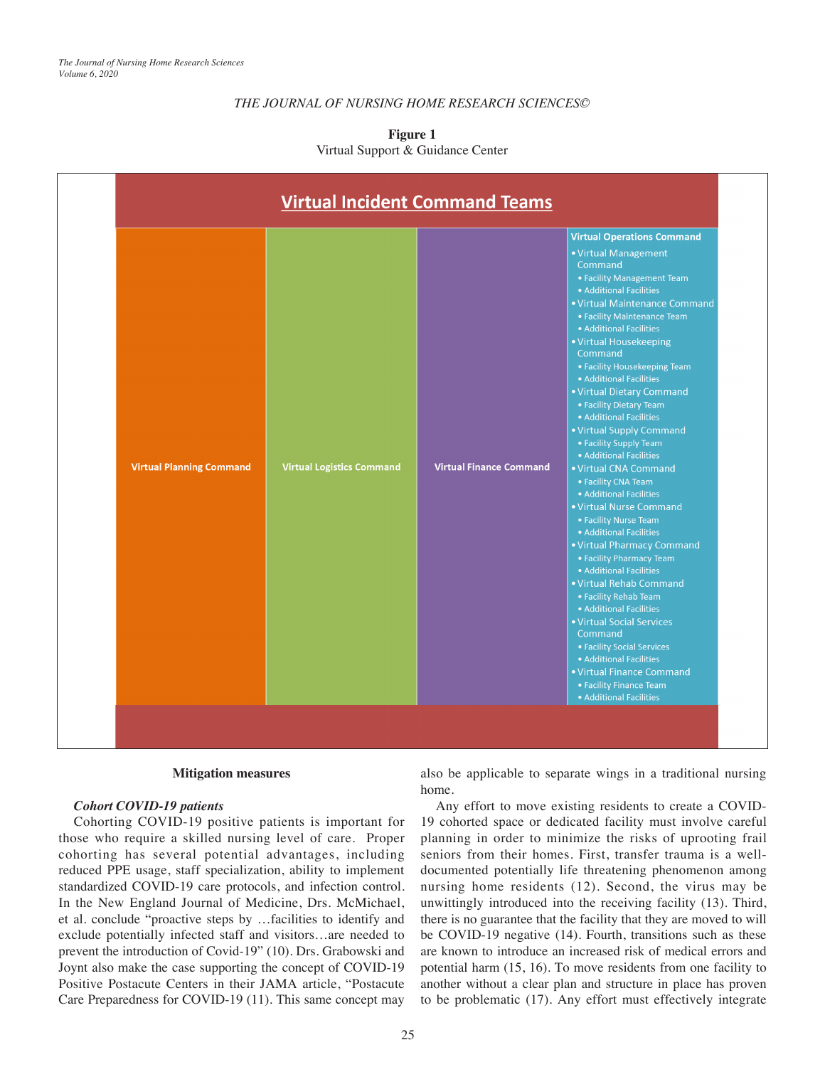# THE JOURNAL OF NURSING HOME RESEARCH SCIENCES©

**Figure 1**
Virtual Support & Guidance Center

**Virtual Incident Command Teams**

| Virtual Planning Command | Virtual Logistics Command | Virtual Finance Command | Virtual Operations Command |
|---|---|---|---|
| | | | • Virtual Management Command<br>• Facility Management Team<br>• Additional Facilities<br>• Virtual Maintenance Command<br>• Facility Maintenance Team<br>• Additional Facilities<br>• Virtual Housekeeping Command<br>• Facility Housekeeping Team<br>• Additional Facilities<br>• Virtual Dietary Command<br>• Facility Dietary Team<br>• Additional Facilities<br>• Virtual Supply Command<br>• Facility Supply Team<br>• Additional Facilities<br>• Virtual CNA Command<br>• Facility CNA Team<br>• Additional Facilities<br>• Virtual Nurse Command<br>• Facility Nurse Team<br>• Additional Facilities<br>• Virtual Pharmacy Command<br>• Facility Pharmacy Team<br>• Additional Facilities<br>• Virtual Rehab Command<br>• Facility Rehab Team<br>• Additional Facilities<br>• Virtual Social Services Command<br>• Facility Social Services<br>• Additional Facilities<br>• Virtual Finance Command<br>• Facility Finance Team<br>• Additional Facilities |

## Mitigation measures

### *Cohort COVID-19 patients*

Cohorting COVID-19 positive patients is important for those who require a skilled nursing level of care. Proper cohorting has several potential advantages, including reduced PPE usage, staff specialization, ability to implement standardized COVID-19 care protocols, and infection control. In the New England Journal of Medicine, Drs. McMichael, et al. conclude "proactive steps by …facilities to identify and exclude potentially infected staff and visitors…are needed to prevent the introduction of Covid-19" (10). Drs. Grabowski and Joynt also make the case supporting the concept of COVID-19 Positive Postacute Centers in their JAMA article, "Postacute Care Preparedness for COVID-19 (11). This same concept may also be applicable to separate wings in a traditional nursing home.

Any effort to move existing residents to create a COVID-19 cohorted space or dedicated facility must involve careful planning in order to minimize the risks of uprooting frail seniors from their homes. First, transfer trauma is a well-documented potentially life threatening phenomenon among nursing home residents (12). Second, the virus may be unwittingly introduced into the receiving facility (13). Third, there is no guarantee that the facility that they are moved to will be COVID-19 negative (14). Fourth, transitions such as these are known to introduce an increased risk of medical errors and potential harm (15, 16). To move residents from one facility to another without a clear plan and structure in place has proven to be problematic (17). Any effort must effectively integrate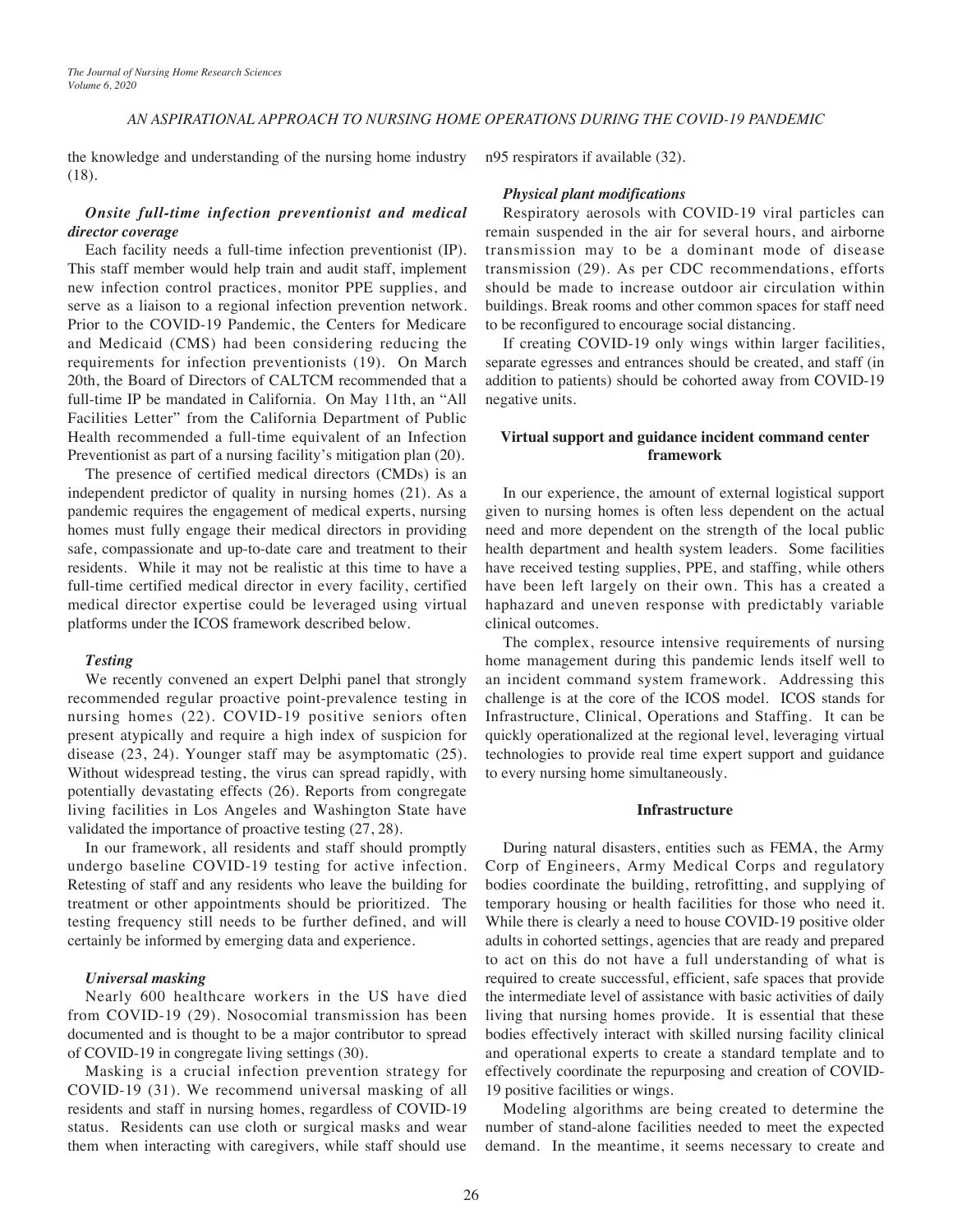the knowledge and understanding of the nursing home industry (18).

### *Onsite full-time infection preventionist and medical director coverage*

Each facility needs a full-time infection preventionist (IP). This staff member would help train and audit staff, implement new infection control practices, monitor PPE supplies, and serve as a liaison to a regional infection prevention network. Prior to the COVID-19 Pandemic, the Centers for Medicare and Medicaid (CMS) had been considering reducing the requirements for infection preventionists (19). On March 20th, the Board of Directors of CALTCM recommended that a full-time IP be mandated in California. On May 11th, an "All Facilities Letter" from the California Department of Public Health recommended a full-time equivalent of an Infection Preventionist as part of a nursing facility's mitigation plan (20).

The presence of certified medical directors (CMDs) is an independent predictor of quality in nursing homes (21). As a pandemic requires the engagement of medical experts, nursing homes must fully engage their medical directors in providing safe, compassionate and up-to-date care and treatment to their residents. While it may not be realistic at this time to have a full-time certified medical director in every facility, certified medical director expertise could be leveraged using virtual platforms under the ICOS framework described below.

### *Testing*

We recently convened an expert Delphi panel that strongly recommended regular proactive point-prevalence testing in nursing homes (22). COVID-19 positive seniors often present atypically and require a high index of suspicion for disease (23, 24). Younger staff may be asymptomatic (25). Without widespread testing, the virus can spread rapidly, with potentially devastating effects (26). Reports from congregate living facilities in Los Angeles and Washington State have validated the importance of proactive testing (27, 28).

In our framework, all residents and staff should promptly undergo baseline COVID-19 testing for active infection. Retesting of staff and any residents who leave the building for treatment or other appointments should be prioritized. The testing frequency still needs to be further defined, and will certainly be informed by emerging data and experience.

### *Universal masking*

Nearly 600 healthcare workers in the US have died from COVID-19 (29). Nosocomial transmission has been documented and is thought to be a major contributor to spread of COVID-19 in congregate living settings (30).

Masking is a crucial infection prevention strategy for COVID-19 (31). We recommend universal masking of all residents and staff in nursing homes, regardless of COVID-19 status. Residents can use cloth or surgical masks and wear them when interacting with caregivers, while staff should use n95 respirators if available (32).

### *Physical plant modifications*

Respiratory aerosols with COVID-19 viral particles can remain suspended in the air for several hours, and airborne transmission may to be a dominant mode of disease transmission (29). As per CDC recommendations, efforts should be made to increase outdoor air circulation within buildings. Break rooms and other common spaces for staff need to be reconfigured to encourage social distancing.

If creating COVID-19 only wings within larger facilities, separate egresses and entrances should be created, and staff (in addition to patients) should be cohorted away from COVID-19 negative units.

## Virtual support and guidance incident command center framework

In our experience, the amount of external logistical support given to nursing homes is often less dependent on the actual need and more dependent on the strength of the local public health department and health system leaders. Some facilities have received testing supplies, PPE, and staffing, while others have been left largely on their own. This has a created a haphazard and uneven response with predictably variable clinical outcomes.

The complex, resource intensive requirements of nursing home management during this pandemic lends itself well to an incident command system framework. Addressing this challenge is at the core of the ICOS model. ICOS stands for Infrastructure, Clinical, Operations and Staffing. It can be quickly operationalized at the regional level, leveraging virtual technologies to provide real time expert support and guidance to every nursing home simultaneously.

## Infrastructure

During natural disasters, entities such as FEMA, the Army Corp of Engineers, Army Medical Corps and regulatory bodies coordinate the building, retrofitting, and supplying of temporary housing or health facilities for those who need it. While there is clearly a need to house COVID-19 positive older adults in cohorted settings, agencies that are ready and prepared to act on this do not have a full understanding of what is required to create successful, efficient, safe spaces that provide the intermediate level of assistance with basic activities of daily living that nursing homes provide. It is essential that these bodies effectively interact with skilled nursing facility clinical and operational experts to create a standard template and to effectively coordinate the repurposing and creation of COVID-19 positive facilities or wings.

Modeling algorithms are being created to determine the number of stand-alone facilities needed to meet the expected demand. In the meantime, it seems necessary to create and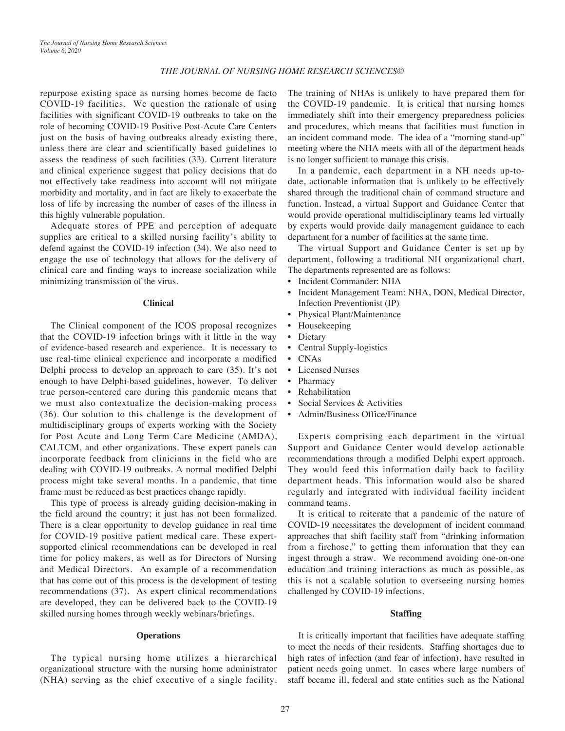repurpose existing space as nursing homes become de facto COVID-19 facilities. We question the rationale of using facilities with significant COVID-19 outbreaks to take on the role of becoming COVID-19 Positive Post-Acute Care Centers just on the basis of having outbreaks already existing there, unless there are clear and scientifically based guidelines to assess the readiness of such facilities (33). Current literature and clinical experience suggest that policy decisions that do not effectively take readiness into account will not mitigate morbidity and mortality, and in fact are likely to exacerbate the loss of life by increasing the number of cases of the illness in this highly vulnerable population.

Adequate stores of PPE and perception of adequate supplies are critical to a skilled nursing facility's ability to defend against the COVID-19 infection (34). We also need to engage the use of technology that allows for the delivery of clinical care and finding ways to increase socialization while minimizing transmission of the virus.

### Clinical

The Clinical component of the ICOS proposal recognizes that the COVID-19 infection brings with it little in the way of evidence-based research and experience. It is necessary to use real-time clinical experience and incorporate a modified Delphi process to develop an approach to care (35). It's not enough to have Delphi-based guidelines, however. To deliver true person-centered care during this pandemic means that we must also contextualize the decision-making process (36). Our solution to this challenge is the development of multidisciplinary groups of experts working with the Society for Post Acute and Long Term Care Medicine (AMDA), CALTCM, and other organizations. These expert panels can incorporate feedback from clinicians in the field who are dealing with COVID-19 outbreaks. A normal modified Delphi process might take several months. In a pandemic, that time frame must be reduced as best practices change rapidly.

This type of process is already guiding decision-making in the field around the country; it just has not been formalized. There is a clear opportunity to develop guidance in real time for COVID-19 positive patient medical care. These expert-supported clinical recommendations can be developed in real time for policy makers, as well as for Directors of Nursing and Medical Directors. An example of a recommendation that has come out of this process is the development of testing recommendations (37). As expert clinical recommendations are developed, they can be delivered back to the COVID-19 skilled nursing homes through weekly webinars/briefings.

### Operations

The typical nursing home utilizes a hierarchical organizational structure with the nursing home administrator (NHA) serving as the chief executive of a single facility. The training of NHAs is unlikely to have prepared them for the COVID-19 pandemic. It is critical that nursing homes immediately shift into their emergency preparedness policies and procedures, which means that facilities must function in an incident command mode. The idea of a "morning stand-up" meeting where the NHA meets with all of the department heads is no longer sufficient to manage this crisis.

In a pandemic, each department in a NH needs up-to-date, actionable information that is unlikely to be effectively shared through the traditional chain of command structure and function. Instead, a virtual Support and Guidance Center that would provide operational multidisciplinary teams led virtually by experts would provide daily management guidance to each department for a number of facilities at the same time.

The virtual Support and Guidance Center is set up by department, following a traditional NH organizational chart. The departments represented are as follows:

- Incident Commander: NHA
- Incident Management Team: NHA, DON, Medical Director, Infection Preventionist (IP)
- Physical Plant/Maintenance
- Housekeeping
- Dietary
- Central Supply-logistics
- CNAs
- Licensed Nurses
- Pharmacy
- Rehabilitation
- Social Services & Activities
- Admin/Business Office/Finance

Experts comprising each department in the virtual Support and Guidance Center would develop actionable recommendations through a modified Delphi expert approach. They would feed this information daily back to facility department heads. This information would also be shared regularly and integrated with individual facility incident command teams.

It is critical to reiterate that a pandemic of the nature of COVID-19 necessitates the development of incident command approaches that shift facility staff from "drinking information from a firehose," to getting them information that they can ingest through a straw. We recommend avoiding one-on-one education and training interactions as much as possible, as this is not a scalable solution to overseeing nursing homes challenged by COVID-19 infections.

### Staffing

It is critically important that facilities have adequate staffing to meet the needs of their residents. Staffing shortages due to high rates of infection (and fear of infection), have resulted in patient needs going unmet. In cases where large numbers of staff became ill, federal and state entities such as the National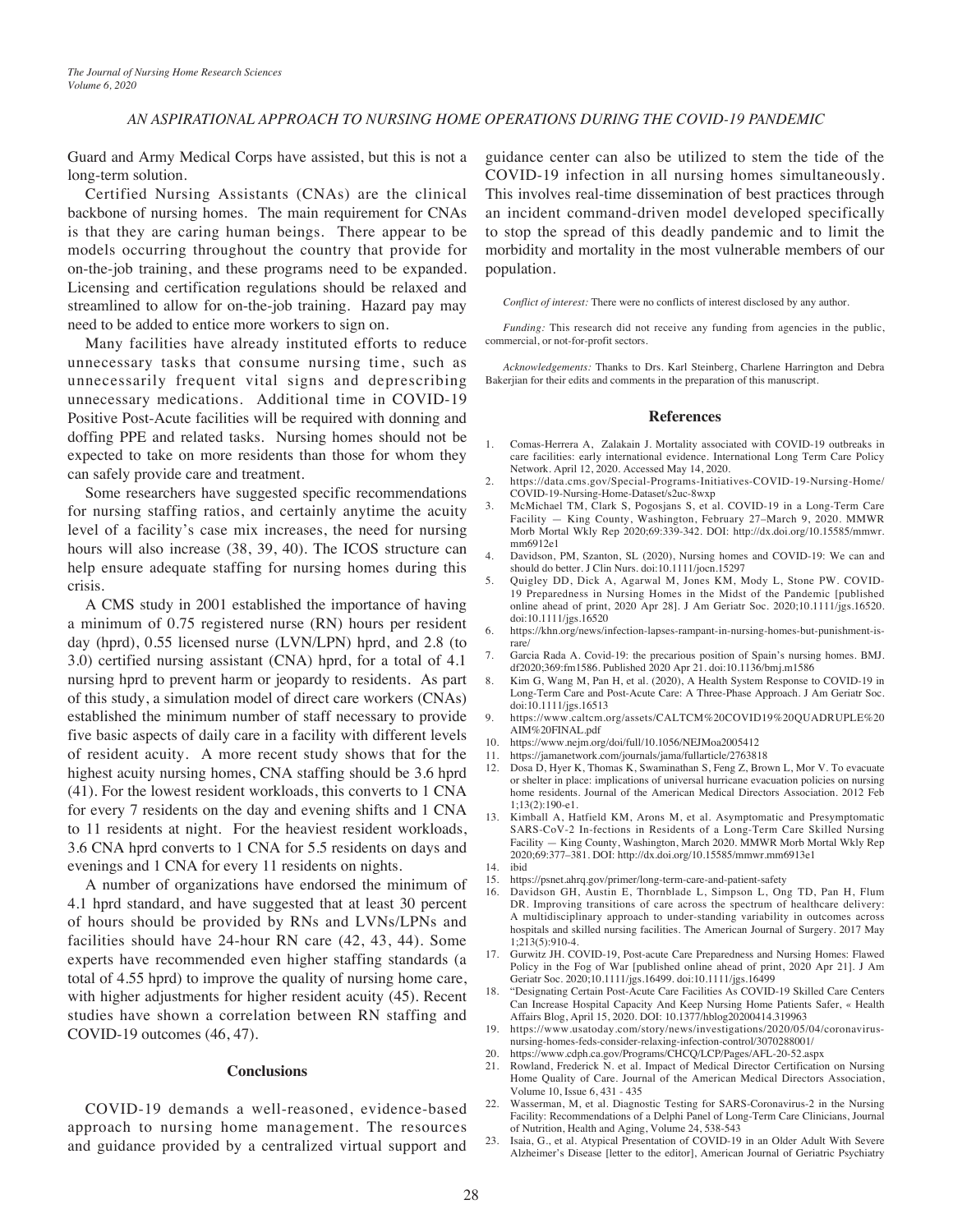Guard and Army Medical Corps have assisted, but this is not a long-term solution.

Certified Nursing Assistants (CNAs) are the clinical backbone of nursing homes. The main requirement for CNAs is that they are caring human beings. There appear to be models occurring throughout the country that provide for on-the-job training, and these programs need to be expanded. Licensing and certification regulations should be relaxed and streamlined to allow for on-the-job training. Hazard pay may need to be added to entice more workers to sign on.

Many facilities have already instituted efforts to reduce unnecessary tasks that consume nursing time, such as unnecessarily frequent vital signs and deprescribing unnecessary medications. Additional time in COVID-19 Positive Post-Acute facilities will be required with donning and doffing PPE and related tasks. Nursing homes should not be expected to take on more residents than those for whom they can safely provide care and treatment.

Some researchers have suggested specific recommendations for nursing staffing ratios, and certainly anytime the acuity level of a facility's case mix increases, the need for nursing hours will also increase (38, 39, 40). The ICOS structure can help ensure adequate staffing for nursing homes during this crisis.

A CMS study in 2001 established the importance of having a minimum of 0.75 registered nurse (RN) hours per resident day (hprd), 0.55 licensed nurse (LVN/LPN) hprd, and 2.8 (to 3.0) certified nursing assistant (CNA) hprd, for a total of 4.1 nursing hprd to prevent harm or jeopardy to residents. As part of this study, a simulation model of direct care workers (CNAs) established the minimum number of staff necessary to provide five basic aspects of daily care in a facility with different levels of resident acuity. A more recent study shows that for the highest acuity nursing homes, CNA staffing should be 3.6 hprd (41). For the lowest resident workloads, this converts to 1 CNA for every 7 residents on the day and evening shifts and 1 CNA to 11 residents at night. For the heaviest resident workloads, 3.6 CNA hprd converts to 1 CNA for 5.5 residents on days and evenings and 1 CNA for every 11 residents on nights.

A number of organizations have endorsed the minimum of 4.1 hprd standard, and have suggested that at least 30 percent of hours should be provided by RNs and LVNs/LPNs and facilities should have 24-hour RN care (42, 43, 44). Some experts have recommended even higher staffing standards (a total of 4.55 hprd) to improve the quality of nursing home care, with higher adjustments for higher resident acuity (45). Recent studies have shown a correlation between RN staffing and COVID-19 outcomes (46, 47).

## Conclusions

COVID-19 demands a well-reasoned, evidence-based approach to nursing home management. The resources and guidance provided by a centralized virtual support and guidance center can also be utilized to stem the tide of the COVID-19 infection in all nursing homes simultaneously. This involves real-time dissemination of best practices through an incident command-driven model developed specifically to stop the spread of this deadly pandemic and to limit the morbidity and mortality in the most vulnerable members of our population.

*Conflict of interest:* There were no conflicts of interest disclosed by any author.

*Funding:* This research did not receive any funding from agencies in the public, commercial, or not-for-profit sectors.

*Acknowledgements:* Thanks to Drs. Karl Steinberg, Charlene Harrington and Debra Bakerjian for their edits and comments in the preparation of this manuscript.

## References

1. Comas-Herrera A, Zalakain J. Mortality associated with COVID-19 outbreaks in care facilities: early international evidence. International Long Term Care Policy Network. April 12, 2020. Accessed May 14, 2020.
2. https://data.cms.gov/Special-Programs-Initiatives-COVID-19-Nursing-Home/COVID-19-Nursing-Home-Dataset/s2uc-8wxp
3. McMichael TM, Clark S, Pogosjans S, et al. COVID-19 in a Long-Term Care Facility — King County, Washington, February 27–March 9, 2020. MMWR Morb Mortal Wkly Rep 2020;69:339-342. DOI: http://dx.doi.org/10.15585/mmwr.mm6912e1
4. Davidson, PM, Szanton, SL (2020), Nursing homes and COVID-19: We can and should do better. J Clin Nurs. doi:10.1111/jocn.15297
5. Quigley DD, Dick A, Agarwal M, Jones KM, Mody L, Stone PW. COVID-19 Preparedness in Nursing Homes in the Midst of the Pandemic [published online ahead of print, 2020 Apr 28]. J Am Geriatr Soc. 2020;10.1111/jgs.16520. doi:10.1111/jgs.16520
6. https://khn.org/news/infection-lapses-rampant-in-nursing-homes-but-punishment-is-rare/
7. Garcia Rada A. Covid-19: the precarious position of Spain's nursing homes. BMJ. df2020;369:fm1586. Published 2020 Apr 21. doi:10.1136/bmj.m1586
8. Kim G, Wang M, Pan H, et al. (2020), A Health System Response to COVID-19 in Long-Term Care and Post-Acute Care: A Three-Phase Approach. J Am Geriatr Soc. doi:10.1111/jgs.16513
9. https://www.caltcm.org/assets/CALTCM%20COVID19%20QUADRUPLE%20AIM%20FINAL.pdf
10. https://www.nejm.org/doi/full/10.1056/NEJMoa2005412
11. https://jamanetwork.com/journals/jama/fullarticle/2763818
12. Dosa D, Hyer K, Thomas K, Swaminathan S, Feng Z, Brown L, Mor V. To evacuate or shelter in place: implications of universal hurricane evacuation policies on nursing home residents. Journal of the American Medical Directors Association. 2012 Feb 1;13(2):190-e1.
13. Kimball A, Hatfield KM, Arons M, et al. Asymptomatic and Presymptomatic SARS-CoV-2 In-fections in Residents of a Long-Term Care Skilled Nursing Facility — King County, Washington, March 2020. MMWR Morb Mortal Wkly Rep 2020;69:377–381. DOI: http://dx.doi.org/10.15585/mmwr.mm6913e1
14. ibid
15. https://psnet.ahrq.gov/primer/long-term-care-and-patient-safety
16. Davidson GH, Austin E, Thornblade L, Simpson L, Ong TD, Pan H, Flum DR. Improving transitions of care across the spectrum of healthcare delivery: A multidisciplinary approach to under-standing variability in outcomes across hospitals and skilled nursing facilities. The American Journal of Surgery. 2017 May 1;213(5):910-4.
17. Gurwitz JH. COVID-19, Post-acute Care Preparedness and Nursing Homes: Flawed Policy in the Fog of War [published online ahead of print, 2020 Apr 21]. J Am Geriatr Soc. 2020;10.1111/jgs.16499. doi:10.1111/jgs.16499
18. "Designating Certain Post-Acute Care Facilities As COVID-19 Skilled Care Centers Can Increase Hospital Capacity And Keep Nursing Home Patients Safer, « Health Affairs Blog, April 15, 2020. DOI: 10.1377/hblog20200414.319963
19. https://www.usatoday.com/story/news/investigations/2020/05/04/coronavirus-nursing-homes-feds-consider-relaxing-infection-control/3070288001/
20. https://www.cdph.ca.gov/Programs/CHCQ/LCP/Pages/AFL-20-52.aspx
21. Rowland, Frederick N. et al. Impact of Medical Director Certification on Nursing Home Quality of Care. Journal of the American Medical Directors Association, Volume 10, Issue 6, 431 - 435
22. Wasserman, M, et al. Diagnostic Testing for SARS-Coronavirus-2 in the Nursing Facility: Recommendations of a Delphi Panel of Long-Term Care Clinicians, Journal of Nutrition, Health and Aging, Volume 24, 538-543
23. Isaia, G., et al. Atypical Presentation of COVID-19 in an Older Adult With Severe Alzheimer's Disease [letter to the editor], American Journal of Geriatric Psychiatry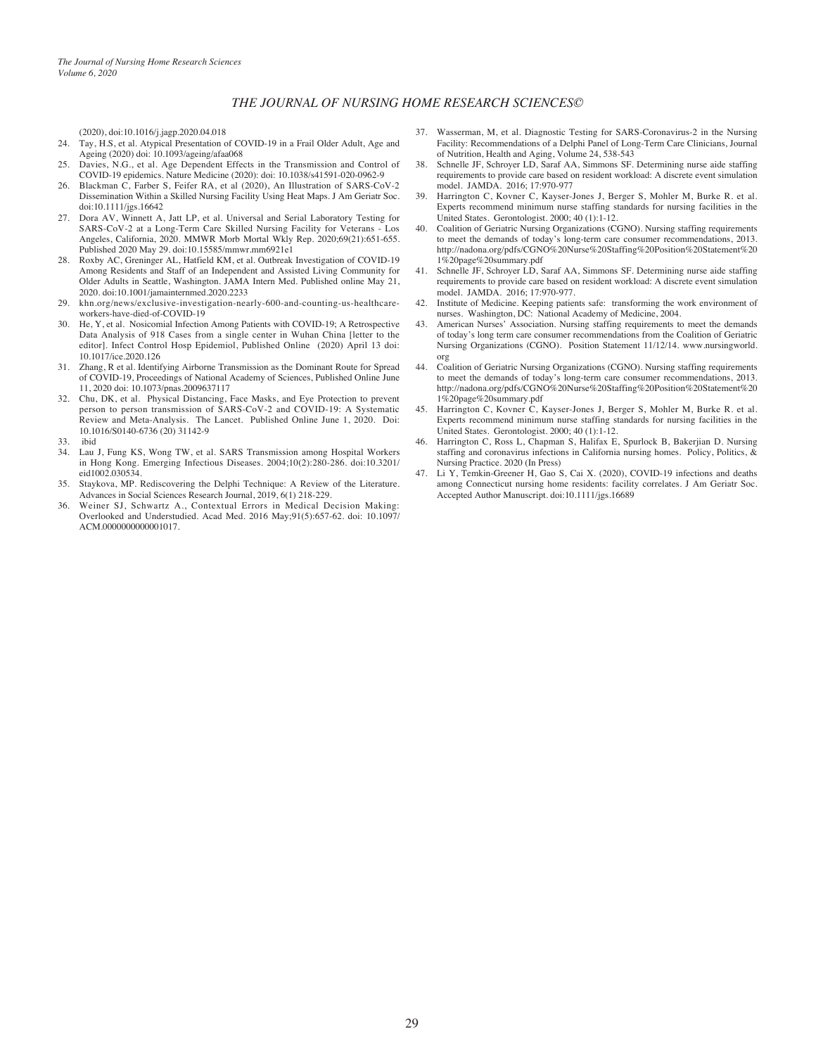(2020), doi:10.1016/j.jagp.2020.04.018

24. Tay, H.S, et al. Atypical Presentation of COVID-19 in a Frail Older Adult, Age and Ageing (2020) doi: 10.1093/ageing/afaa068
25. Davies, N.G., et al. Age Dependent Effects in the Transmission and Control of COVID-19 epidemics. Nature Medicine (2020): doi: 10.1038/s41591-020-0962-9
26. Blackman C, Farber S, Feifer RA, et al (2020), An Illustration of SARS-CoV-2 Dissemination Within a Skilled Nursing Facility Using Heat Maps. J Am Geriatr Soc. doi:10.1111/jgs.16642
27. Dora AV, Winnett A, Jatt LP, et al. Universal and Serial Laboratory Testing for SARS-CoV-2 at a Long-Term Care Skilled Nursing Facility for Veterans - Los Angeles, California, 2020. MMWR Morb Mortal Wkly Rep. 2020;69(21):651-655. Published 2020 May 29. doi:10.15585/mmwr.mm6921e1
28. Roxby AC, Greninger AL, Hatfield KM, et al. Outbreak Investigation of COVID-19 Among Residents and Staff of an Independent and Assisted Living Community for Older Adults in Seattle, Washington. JAMA Intern Med. Published online May 21, 2020. doi:10.1001/jamainternmed.2020.2233
29. khn.org/news/exclusive-investigation-nearly-600-and-counting-us-healthcare-workers-have-died-of-COVID-19
30. He, Y, et al. Nosicomial Infection Among Patients with COVID-19; A Retrospective Data Analysis of 918 Cases from a single center in Wuhan China [letter to the editor]. Infect Control Hosp Epidemiol, Published Online (2020) April 13 doi: 10.1017/ice.2020.126
31. Zhang, R et al. Identifying Airborne Transmission as the Dominant Route for Spread of COVID-19, Proceedings of National Academy of Sciences, Published Online June 11, 2020 doi: 10.1073/pnas.2009637117
32. Chu, DK, et al. Physical Distancing, Face Masks, and Eye Protection to prevent person to person transmission of SARS-CoV-2 and COVID-19: A Systematic Review and Meta-Analysis. The Lancet. Published Online June 1, 2020. Doi: 10.1016/S0140-6736 (20) 31142-9
33. ibid
34. Lau J, Fung KS, Wong TW, et al. SARS Transmission among Hospital Workers in Hong Kong. Emerging Infectious Diseases. 2004;10(2):280-286. doi:10.3201/eid1002.030534.
35. Staykova, MP. Rediscovering the Delphi Technique: A Review of the Literature. Advances in Social Sciences Research Journal, 2019, 6(1) 218-229.
36. Weiner SJ, Schwartz A., Contextual Errors in Medical Decision Making: Overlooked and Understudied. Acad Med. 2016 May;91(5):657-62. doi: 10.1097/ACM.0000000000001017.
37. Wasserman, M, et al. Diagnostic Testing for SARS-Coronavirus-2 in the Nursing Facility: Recommendations of a Delphi Panel of Long-Term Care Clinicians, Journal of Nutrition, Health and Aging, Volume 24, 538-543
38. Schnelle JF, Schroyer LD, Saraf AA, Simmons SF. Determining nurse aide staffing requirements to provide care based on resident workload: A discrete event simulation model. JAMDA. 2016; 17:970-977
39. Harrington C, Kovner C, Kayser-Jones J, Berger S, Mohler M, Burke R. et al. Experts recommend minimum nurse staffing standards for nursing facilities in the United States. Gerontologist. 2000; 40 (1):1-12.
40. Coalition of Geriatric Nursing Organizations (CGNO). Nursing staffing requirements to meet the demands of today's long-term care consumer recommendations, 2013. http://nadona.org/pdfs/CGNO%20Nurse%20Staffing%20Position%20Statement%201%20page%20summary.pdf
41. Schnelle JF, Schroyer LD, Saraf AA, Simmons SF. Determining nurse aide staffing requirements to provide care based on resident workload: A discrete event simulation model. JAMDA. 2016; 17:970-977.
42. Institute of Medicine. Keeping patients safe: transforming the work environment of nurses. Washington, DC: National Academy of Medicine, 2004.
43. American Nurses' Association. Nursing staffing requirements to meet the demands of today's long term care consumer recommendations from the Coalition of Geriatric Nursing Organizations (CGNO). Position Statement 11/12/14. www.nursingworld.org
44. Coalition of Geriatric Nursing Organizations (CGNO). Nursing staffing requirements to meet the demands of today's long-term care consumer recommendations, 2013. http://nadona.org/pdfs/CGNO%20Nurse%20Staffing%20Position%20Statement%201%20page%20summary.pdf
45. Harrington C, Kovner C, Kayser-Jones J, Berger S, Mohler M, Burke R. et al. Experts recommend minimum nurse staffing standards for nursing facilities in the United States. Gerontologist. 2000; 40 (1):1-12.
46. Harrington C, Ross L, Chapman S, Halifax E, Spurlock B, Bakerjian D. Nursing staffing and coronavirus infections in California nursing homes. Policy, Politics, & Nursing Practice. 2020 (In Press)
47. Li Y, Temkin-Greener H, Gao S, Cai X. (2020), COVID-19 infections and deaths among Connecticut nursing home residents: facility correlates. J Am Geriatr Soc. Accepted Author Manuscript. doi:10.1111/jgs.16689